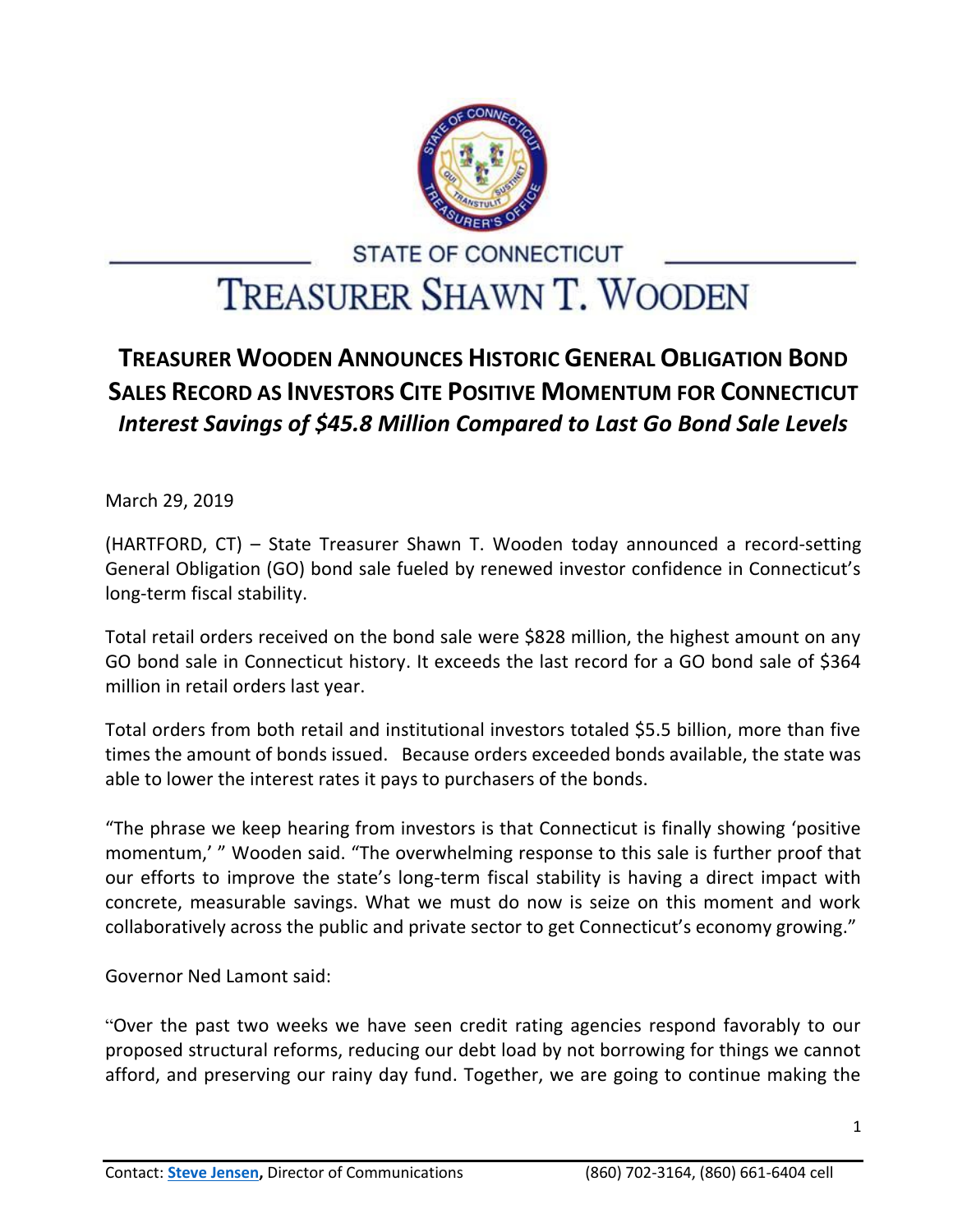STATE OF CONNECTICUT

# TREASURER SHAWN T. WOODEN

## TREASURER WOODEN ANNOUNCES HISTORIC GENERAL OBLIGATION BOND SALES RECORD AS INVESTORS CITE POSITIVE MOMENTUM FOR CONNECTICUT

### *Interest Savings of $45.8 Million Compared to Last Go Bond Sale Levels*

March 29, 2019

(HARTFORD, CT) – State Treasurer Shawn T. Wooden today announced a record-setting General Obligation (GO) bond sale fueled by renewed investor confidence in Connecticut's long-term fiscal stability.

Total retail orders received on the bond sale were $828 million, the highest amount on any GO bond sale in Connecticut history. It exceeds the last record for a GO bond sale of $364 million in retail orders last year.

Total orders from both retail and institutional investors totaled $5.5 billion, more than five times the amount of bonds issued. Because orders exceeded bonds available, the state was able to lower the interest rates it pays to purchasers of the bonds.

"The phrase we keep hearing from investors is that Connecticut is finally showing 'positive momentum,' " Wooden said. "The overwhelming response to this sale is further proof that our efforts to improve the state's long-term fiscal stability is having a direct impact with concrete, measurable savings. What we must do now is seize on this moment and work collaboratively across the public and private sector to get Connecticut's economy growing."

Governor Ned Lamont said:

"Over the past two weeks we have seen credit rating agencies respond favorably to our proposed structural reforms, reducing our debt load by not borrowing for things we cannot afford, and preserving our rainy day fund. Together, we are going to continue making the

Contact: **Steve Jensen,** Director of Communications (860) 702-3164, (860) 661-6404 cell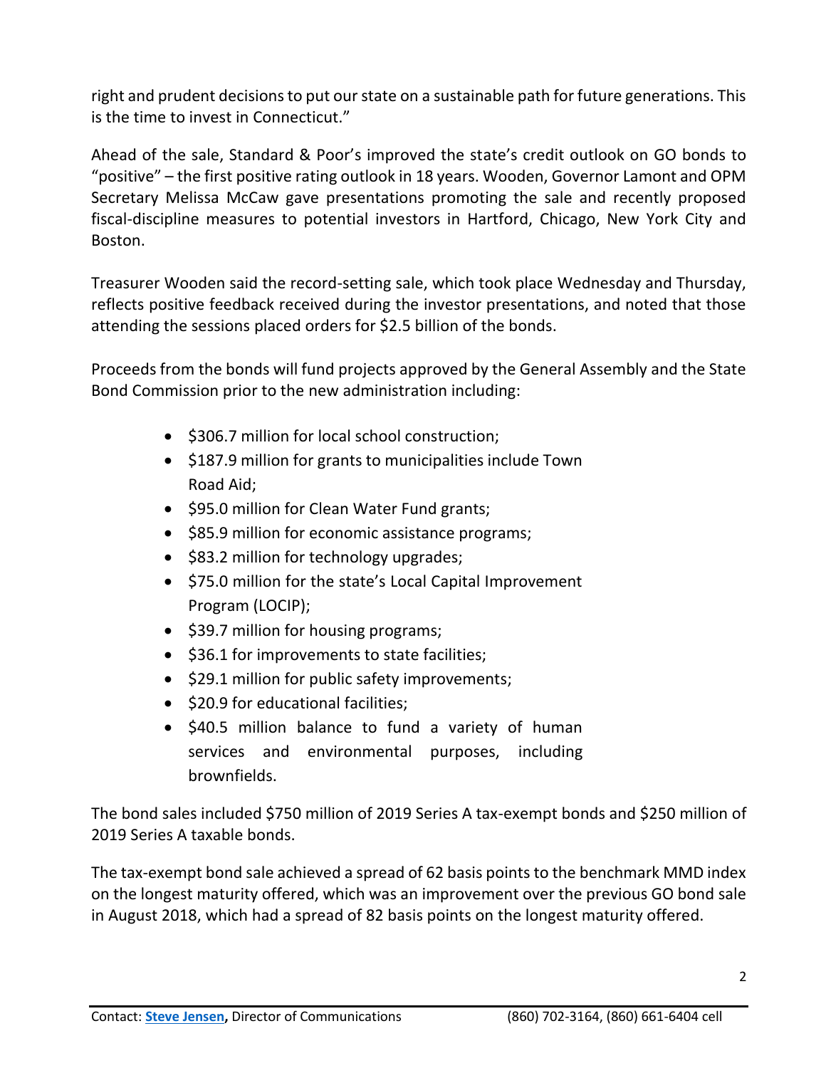right and prudent decisions to put our state on a sustainable path for future generations. This is the time to invest in Connecticut."

Ahead of the sale, Standard & Poor's improved the state's credit outlook on GO bonds to "positive" – the first positive rating outlook in 18 years. Wooden, Governor Lamont and OPM Secretary Melissa McCaw gave presentations promoting the sale and recently proposed fiscal-discipline measures to potential investors in Hartford, Chicago, New York City and Boston.

Treasurer Wooden said the record-setting sale, which took place Wednesday and Thursday, reflects positive feedback received during the investor presentations, and noted that those attending the sessions placed orders for $2.5 billion of the bonds.

Proceeds from the bonds will fund projects approved by the General Assembly and the State Bond Commission prior to the new administration including:

- $306.7 million for local school construction;
- $187.9 million for grants to municipalities include Town Road Aid;
- $95.0 million for Clean Water Fund grants;
- $85.9 million for economic assistance programs;
- $83.2 million for technology upgrades;
- $75.0 million for the state's Local Capital Improvement Program (LOCIP);
- $39.7 million for housing programs;
- $36.1 for improvements to state facilities;
- $29.1 million for public safety improvements;
- $20.9 for educational facilities;
- $40.5 million balance to fund a variety of human services and environmental purposes, including brownfields.

The bond sales included $750 million of 2019 Series A tax-exempt bonds and $250 million of 2019 Series A taxable bonds.

The tax-exempt bond sale achieved a spread of 62 basis points to the benchmark MMD index on the longest maturity offered, which was an improvement over the previous GO bond sale in August 2018, which had a spread of 82 basis points on the longest maturity offered.

Contact: **Steve Jensen,** Director of Communications (860) 702-3164, (860) 661-6404 cell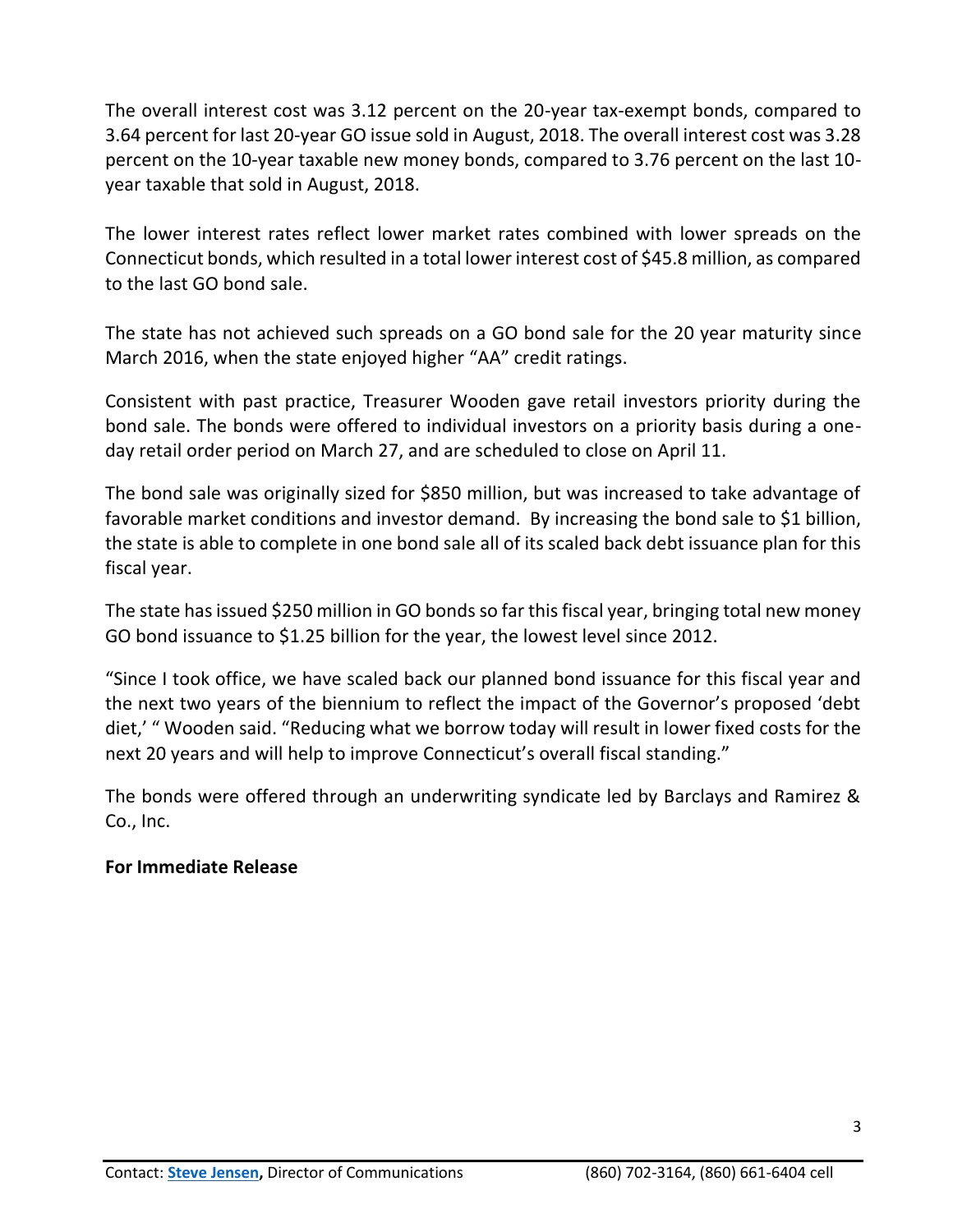The overall interest cost was 3.12 percent on the 20-year tax-exempt bonds, compared to 3.64 percent for last 20-year GO issue sold in August, 2018. The overall interest cost was 3.28 percent on the 10-year taxable new money bonds, compared to 3.76 percent on the last 10-year taxable that sold in August, 2018.

The lower interest rates reflect lower market rates combined with lower spreads on the Connecticut bonds, which resulted in a total lower interest cost of $45.8 million, as compared to the last GO bond sale.

The state has not achieved such spreads on a GO bond sale for the 20 year maturity since March 2016, when the state enjoyed higher "AA" credit ratings.

Consistent with past practice, Treasurer Wooden gave retail investors priority during the bond sale. The bonds were offered to individual investors on a priority basis during a one-day retail order period on March 27, and are scheduled to close on April 11.

The bond sale was originally sized for $850 million, but was increased to take advantage of favorable market conditions and investor demand. By increasing the bond sale to $1 billion, the state is able to complete in one bond sale all of its scaled back debt issuance plan for this fiscal year.

The state has issued $250 million in GO bonds so far this fiscal year, bringing total new money GO bond issuance to $1.25 billion for the year, the lowest level since 2012.

"Since I took office, we have scaled back our planned bond issuance for this fiscal year and the next two years of the biennium to reflect the impact of the Governor's proposed 'debt diet,' " Wooden said. "Reducing what we borrow today will result in lower fixed costs for the next 20 years and will help to improve Connecticut's overall fiscal standing."

The bonds were offered through an underwriting syndicate led by Barclays and Ramirez & Co., Inc.

**For Immediate Release**

Contact: **Steve Jensen,** Director of Communications (860) 702-3164, (860) 661-6404 cell